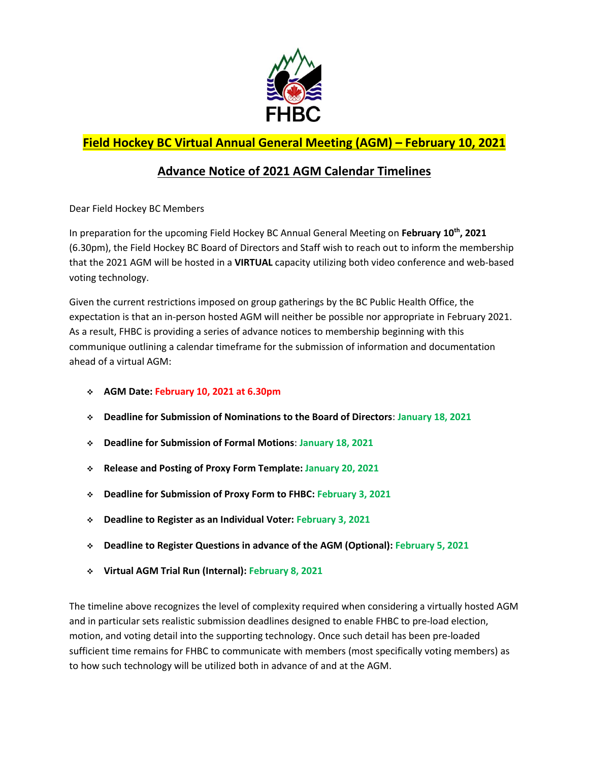# Field Hockey BC Virtual Annual General Meeting (AGM) – February 10, 2021

## Advance Notice of 2021 AGM Calendar Timelines

Dear Field Hockey BC Members

In preparation for the upcoming Field Hockey BC Annual General Meeting on **February 10th, 2021** (6.30pm), the Field Hockey BC Board of Directors and Staff wish to reach out to inform the membership that the 2021 AGM will be hosted in a **VIRTUAL** capacity utilizing both video conference and web-based voting technology.

Given the current restrictions imposed on group gatherings by the BC Public Health Office, the expectation is that an in-person hosted AGM will neither be possible nor appropriate in February 2021. As a result, FHBC is providing a series of advance notices to membership beginning with this communique outlining a calendar timeframe for the submission of information and documentation ahead of a virtual AGM:

- **AGM Date: February 10, 2021 at 6.30pm**
- **Deadline for Submission of Nominations to the Board of Directors**: **January 18, 2021**
- **Deadline for Submission of Formal Motions**: **January 18, 2021**
- **Release and Posting of Proxy Form Template: January 20, 2021**
- **Deadline for Submission of Proxy Form to FHBC: February 3, 2021**
- **Deadline to Register as an Individual Voter: February 3, 2021**
- **Deadline to Register Questions in advance of the AGM (Optional): February 5, 2021**
- **Virtual AGM Trial Run (Internal): February 8, 2021**

The timeline above recognizes the level of complexity required when considering a virtually hosted AGM and in particular sets realistic submission deadlines designed to enable FHBC to pre-load election, motion, and voting detail into the supporting technology. Once such detail has been pre-loaded sufficient time remains for FHBC to communicate with members (most specifically voting members) as to how such technology will be utilized both in advance of and at the AGM.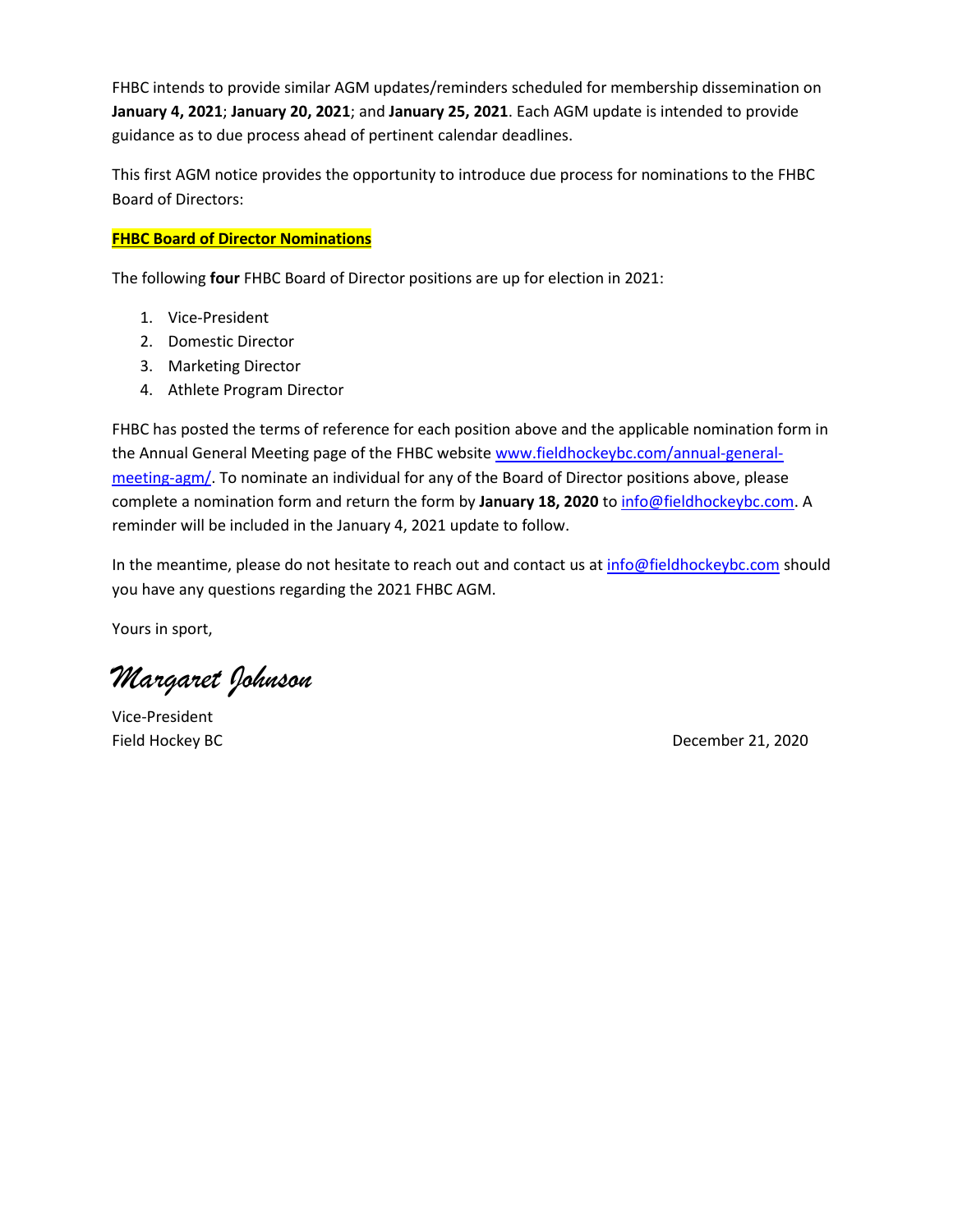FHBC intends to provide similar AGM updates/reminders scheduled for membership dissemination on **January 4, 2021**; **January 20, 2021**; and **January 25, 2021**. Each AGM update is intended to provide guidance as to due process ahead of pertinent calendar deadlines.

This first AGM notice provides the opportunity to introduce due process for nominations to the FHBC Board of Directors:

**FHBC Board of Director Nominations**

The following **four** FHBC Board of Director positions are up for election in 2021:

1. Vice-President
2. Domestic Director
3. Marketing Director
4. Athlete Program Director

FHBC has posted the terms of reference for each position above and the applicable nomination form in the Annual General Meeting page of the FHBC website [www.fieldhockeybc.com/annual-general-meeting-agm/](www.fieldhockeybc.com/annual-general-meeting-agm/). To nominate an individual for any of the Board of Director positions above, please complete a nomination form and return the form by **January 18, 2020** to [info@fieldhockeybc.com](mailto:info@fieldhockeybc.com). A reminder will be included in the January 4, 2021 update to follow.

In the meantime, please do not hesitate to reach out and contact us at [info@fieldhockeybc.com](mailto:info@fieldhockeybc.com) should you have any questions regarding the 2021 FHBC AGM.

Yours in sport,

*Margaret Johnson*

Vice-President
Field Hockey BC

December 21, 2020